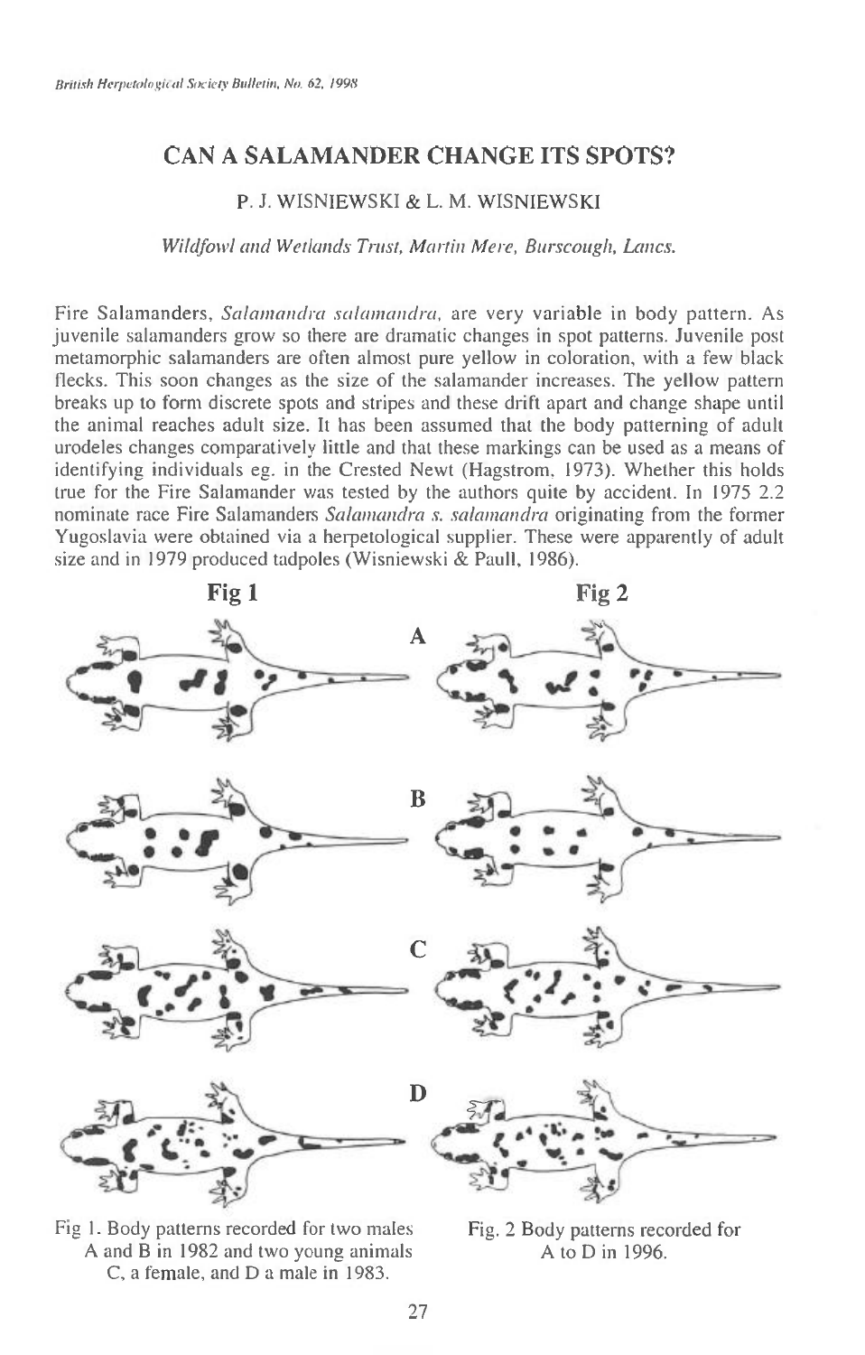# CAN A SALAMANDER CHANGE ITS SPOTS?

P. J. WISNIEWSKI & L. M. WISNIEWSKI

*Wildfowl and Wetlands Trust, Martin Mere, Burscough, Lancs.*

Fire Salamanders, *Salamandra salamandra*, are very variable in body pattern. As juvenile salamanders grow so there are dramatic changes in spot patterns. Juvenile post metamorphic salamanders are often almost pure yellow in coloration, with a few black flecks. This soon changes as the size of the salamander increases. The yellow pattern breaks up to form discrete spots and stripes and these drift apart and change shape until the animal reaches adult size. It has been assumed that the body patterning of adult urodeles changes comparatively little and that these markings can be used as a means of identifying individuals eg. in the Crested Newt (Hagstrom, 1973). Whether this holds true for the Fire Salamander was tested by the authors quite by accident. In 1975 2.2 nominate race Fire Salamanders *Salamandra s. salamandra* originating from the former Yugoslavia were obtained via a herpetological supplier. These were apparently of adult size and in 1979 produced tadpoles (Wisniewski & Paull, 1986).

Fig 1. Body patterns recorded for two males A and B in 1982 and two young animals C, a female, and D a male in 1983.

Fig. 2 Body patterns recorded for A to D in 1996.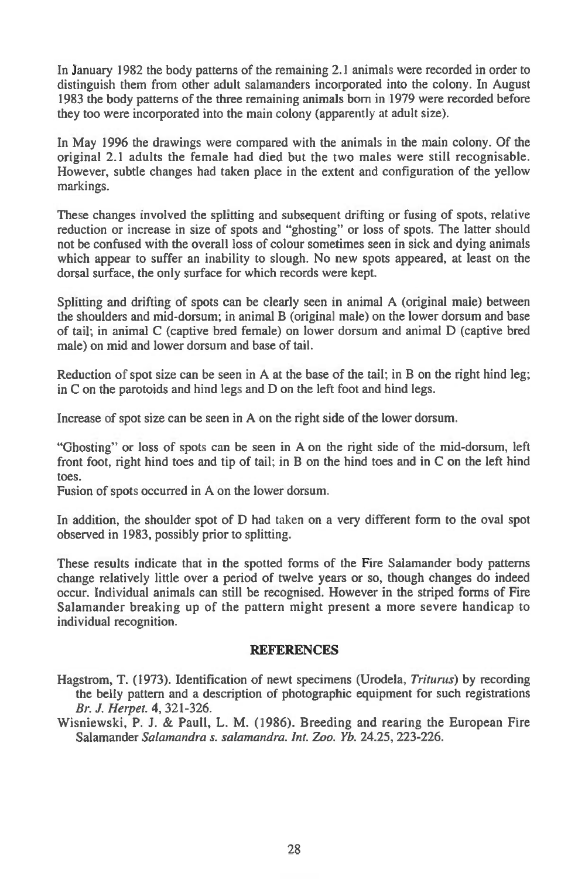In January 1982 the body patterns of the remaining 2.1 animals were recorded in order to distinguish them from other adult salamanders incorporated into the colony. In August 1983 the body patterns of the three remaining animals born in 1979 were recorded before they too were incorporated into the main colony (apparently at adult size).

In May 1996 the drawings were compared with the animals in the main colony. Of the original 2.1 adults the female had died but the two males were still recognisable. However, subtle changes had taken place in the extent and configuration of the yellow markings.

These changes involved the splitting and subsequent drifting or fusing of spots, relative reduction or increase in size of spots and "ghosting" or loss of spots. The latter should not be confused with the overall loss of colour sometimes seen in sick and dying animals which appear to suffer an inability to slough. No new spots appeared, at least on the dorsal surface, the only surface for which records were kept.

Splitting and drifting of spots can be clearly seen in animal A (original male) between the shoulders and mid-dorsum; in animal B (original male) on the lower dorsum and base of tail; in animal C (captive bred female) on lower dorsum and animal D (captive bred male) on mid and lower dorsum and base of tail.

Reduction of spot size can be seen in A at the base of the tail; in B on the right hind leg; in C on the parotoids and hind legs and D on the left foot and hind legs.

Increase of spot size can be seen in A on the right side of the lower dorsum.

"Ghosting" or loss of spots can be seen in A on the right side of the mid-dorsum, left front foot, right hind toes and tip of tail; in B on the hind toes and in C on the left hind toes.
Fusion of spots occurred in A on the lower dorsum.

In addition, the shoulder spot of D had taken on a very different form to the oval spot observed in 1983, possibly prior to splitting.

These results indicate that in the spotted forms of the Fire Salamander body patterns change relatively little over a period of twelve years or so, though changes do indeed occur. Individual animals can still be recognised. However in the striped forms of Fire Salamander breaking up of the pattern might present a more severe handicap to individual recognition.

## REFERENCES

Hagstrom, T. (1973). Identification of newt specimens (Urodela, *Triturus*) by recording the belly pattern and a description of photographic equipment for such registrations *Br. J. Herpet.* 4, 321-326.

Wisniewski, P. J. & Paull, L. M. (1986). Breeding and rearing the European Fire Salamander *Salamandra s. salamandra. Int. Zoo. Yb.* 24.25, 223-226.